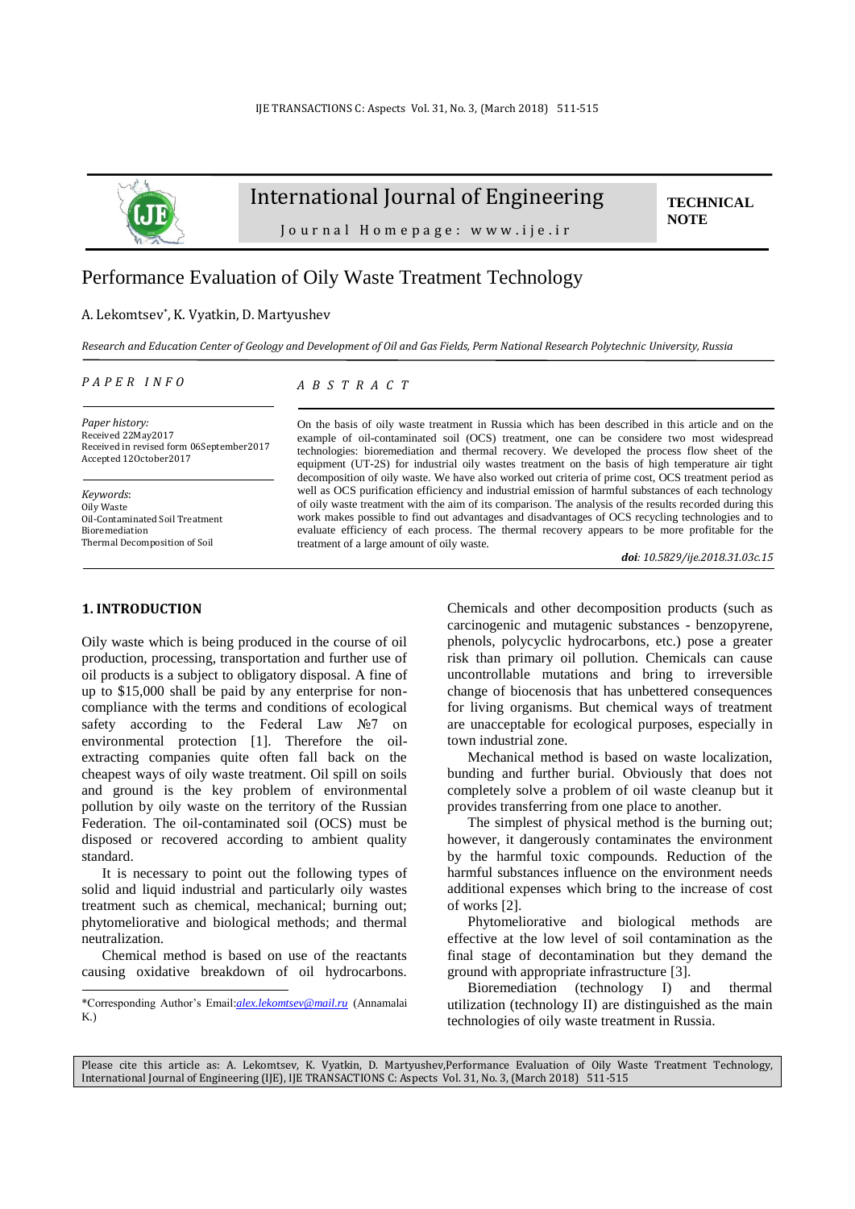International Journal of Engineering

Journal Homepage: www.ije.ir

**TECHNICAL NOTE**

# Performance Evaluation of Oily Waste Treatment Technology

A. Lekomtsev*, K. Vyatkin, D. Martyushev

*Research and Education Center of Geology and Development of Oil and Gas Fields, Perm National Research Polytechnic University, Russia*

*PAPER INFO*

*Paper history:*
Received 22May2017
Received in revised form 06September2017
Accepted 12October2017

*Keywords*:
Oily Waste
Oil-Contaminated Soil Treatment
Bioremediation
Thermal Decomposition of Soil

*ABSTRACT*

On the basis of oily waste treatment in Russia which has been described in this article and on the example of oil-contaminated soil (OCS) treatment, one can be considere two most widespread technologies: bioremediation and thermal recovery. We developed the process flow sheet of the equipment (UT-2S) for industrial oily wastes treatment on the basis of high temperature air tight decomposition of oily waste. We have also worked out criteria of prime cost, OCS treatment period as well as OCS purification efficiency and industrial emission of harmful substances of each technology of oily waste treatment with the aim of its comparison. The analysis of the results recorded during this work makes possible to find out advantages and disadvantages of OCS recycling technologies and to evaluate efficiency of each process. The thermal recovery appears to be more profitable for the treatment of a large amount of oily waste.

***doi**: 10.5829/ije.2018.31.03c.15*

## 1. INTRODUCTION

Oily waste which is being produced in the course of oil production, processing, transportation and further use of oil products is a subject to obligatory disposal. A fine of up to $15,000 shall be paid by any enterprise for non-compliance with the terms and conditions of ecological safety according to the Federal Law №7 on environmental protection [1]. Therefore the oil-extracting companies quite often fall back on the cheapest ways of oily waste treatment. Oil spill on soils and ground is the key problem of environmental pollution by oily waste on the territory of the Russian Federation. The oil-contaminated soil (OCS) must be disposed or recovered according to ambient quality standard.

It is necessary to point out the following types of solid and liquid industrial and particularly oily wastes treatment such as chemical, mechanical; burning out; phytomeliorative and biological methods; and thermal neutralization.

Chemical method is based on use of the reactants causing oxidative breakdown of oil hydrocarbons. Chemicals and other decomposition products (such as carcinogenic and mutagenic substances - benzopyrene, phenols, polycyclic hydrocarbons, etc.) pose a greater risk than primary oil pollution. Chemicals can cause uncontrollable mutations and bring to irreversible change of biocenosis that has unbettered consequences for living organisms. But chemical ways of treatment are unacceptable for ecological purposes, especially in town industrial zone.

Mechanical method is based on waste localization, bunding and further burial. Obviously that does not completely solve a problem of oil waste cleanup but it provides transferring from one place to another.

The simplest of physical method is the burning out; however, it dangerously contaminates the environment by the harmful toxic compounds. Reduction of the harmful substances influence on the environment needs additional expenses which bring to the increase of cost of works [2].

Phytomeliorative and biological methods are effective at the low level of soil contamination as the final stage of decontamination but they demand the ground with appropriate infrastructure [3].

Bioremediation (technology I) and thermal utilization (technology II) are distinguished as the main technologies of oily waste treatment in Russia.

*Corresponding Author's Email: alex.lekomtsev@mail.ru (Annamalai K.)

Please cite this article as: A. Lekomtsev, K. Vyatkin, D. Martyushev,Performance Evaluation of Oily Waste Treatment Technology, International Journal of Engineering (IJE), IJE TRANSACTIONS C: Aspects Vol. 31, No. 3, (March 2018) 511-515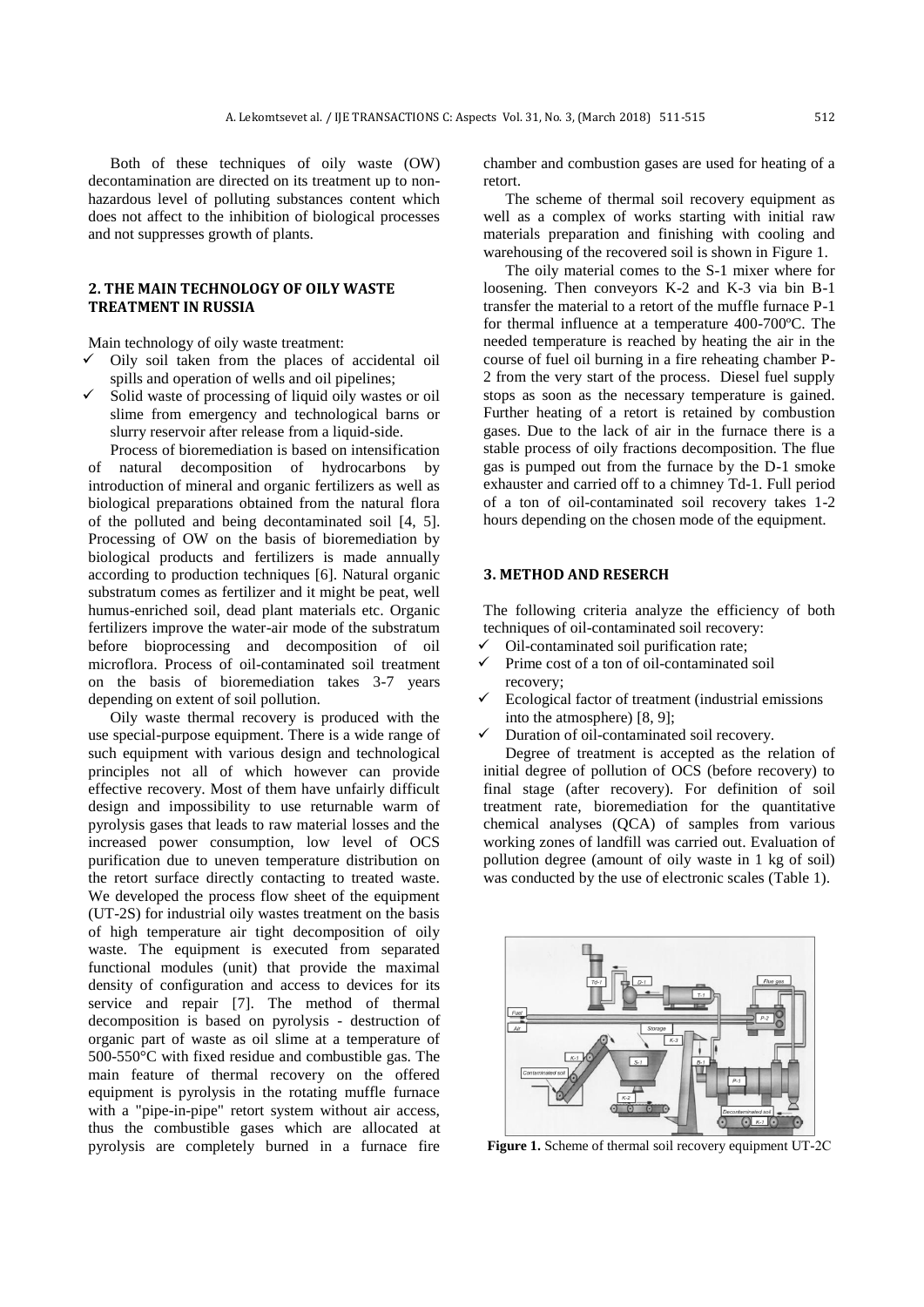Both of these techniques of oily waste (OW) decontamination are directed on its treatment up to non-hazardous level of polluting substances content which does not affect to the inhibition of biological processes and not suppresses growth of plants.

## 2. THE MAIN TECHNOLOGY OF OILY WASTE TREATMENT IN RUSSIA

Main technology of oily waste treatment:

- ✓ Oily soil taken from the places of accidental oil spills and operation of wells and oil pipelines;
- ✓ Solid waste of processing of liquid oily wastes or oil slime from emergency and technological barns or slurry reservoir after release from a liquid-side.

Process of bioremediation is based on intensification of natural decomposition of hydrocarbons by introduction of mineral and organic fertilizers as well as biological preparations obtained from the natural flora of the polluted and being decontaminated soil [4, 5]. Processing of OW on the basis of bioremediation by biological products and fertilizers is made annually according to production techniques [6]. Natural organic substratum comes as fertilizer and it might be peat, well humus-enriched soil, dead plant materials etc. Organic fertilizers improve the water-air mode of the substratum before bioprocessing and decomposition of oil microflora. Process of oil-contaminated soil treatment on the basis of bioremediation takes 3-7 years depending on extent of soil pollution.

Oily waste thermal recovery is produced with the use special-purpose equipment. There is a wide range of such equipment with various design and technological principles not all of which however can provide effective recovery. Most of them have unfairly difficult design and impossibility to use returnable warm of pyrolysis gases that leads to raw material losses and the increased power consumption, low level of OCS purification due to uneven temperature distribution on the retort surface directly contacting to treated waste. We developed the process flow sheet of the equipment (UT-2S) for industrial oily wastes treatment on the basis of high temperature air tight decomposition of oily waste. The equipment is executed from separated functional modules (unit) that provide the maximal density of configuration and access to devices for its service and repair [7]. The method of thermal decomposition is based on pyrolysis - destruction of organic part of waste as oil slime at a temperature of 500-550°C with fixed residue and combustible gas. The main feature of thermal recovery on the offered equipment is pyrolysis in the rotating muffle furnace with a "pipe-in-pipe" retort system without air access, thus the combustible gases which are allocated at pyrolysis are completely burned in a furnace fire chamber and combustion gases are used for heating of a retort.

The scheme of thermal soil recovery equipment as well as a complex of works starting with initial raw materials preparation and finishing with cooling and warehousing of the recovered soil is shown in Figure 1.

The oily material comes to the S-1 mixer where for loosening. Then conveyors K-2 and K-3 via bin B-1 transfer the material to a retort of the muffle furnace P-1 for thermal influence at a temperature 400-700ºC. The needed temperature is reached by heating the air in the course of fuel oil burning in a fire reheating chamber P-2 from the very start of the process. Diesel fuel supply stops as soon as the necessary temperature is gained. Further heating of a retort is retained by combustion gases. Due to the lack of air in the furnace there is a stable process of oily fractions decomposition. The flue gas is pumped out from the furnace by the D-1 smoke exhauster and carried off to a chimney Td-1. Full period of a ton of oil-contaminated soil recovery takes 1-2 hours depending on the chosen mode of the equipment.

## 3. METHOD AND RESERCH

The following criteria analyze the efficiency of both techniques of oil-contaminated soil recovery:

- ✓ Oil-contaminated soil purification rate;
- ✓ Prime cost of a ton of oil-contaminated soil recovery;
- ✓ Ecological factor of treatment (industrial emissions into the atmosphere) [8, 9];
- ✓ Duration of oil-contaminated soil recovery.

Degree of treatment is accepted as the relation of initial degree of pollution of OCS (before recovery) to final stage (after recovery). For definition of soil treatment rate, bioremediation for the quantitative chemical analyses (QCA) of samples from various working zones of landfill was carried out. Evaluation of pollution degree (amount of oily waste in 1 kg of soil) was conducted by the use of electronic scales (Table 1).

**Figure 1.** Scheme of thermal soil recovery equipment UT-2C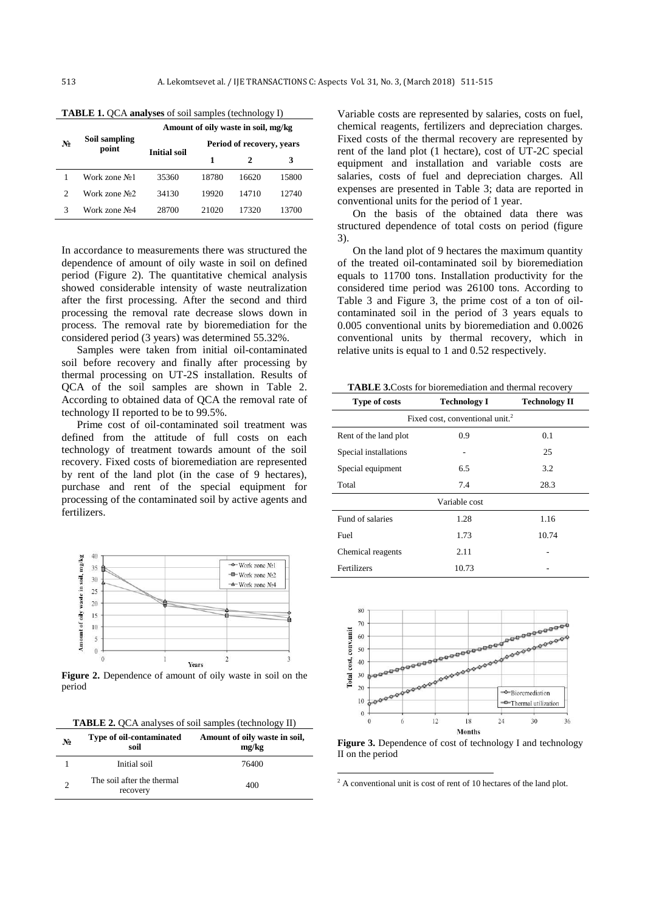**TABLE 1.** QCA **analyses** of soil samples (technology I)

| № | Soil sampling point | Amount of oily waste in soil, mg/kg | | | |
|---|---|---|---|---|---|
| | | Initial soil | Period of recovery, years | | |
| | | | 1 | 2 | 3 |
| 1 | Work zone №1 | 35360 | 18780 | 16620 | 15800 |
| 2 | Work zone №2 | 34130 | 19920 | 14710 | 12740 |
| 3 | Work zone №4 | 28700 | 21020 | 17320 | 13700 |

In accordance to measurements there was structured the dependence of amount of oily waste in soil on defined period (Figure 2). The quantitative chemical analysis showed considerable intensity of waste neutralization after the first processing. After the second and third processing the removal rate decrease slows down in process. The removal rate by bioremediation for the considered period (3 years) was determined 55.32%.

Samples were taken from initial oil-contaminated soil before recovery and finally after processing by thermal processing on UT-2S installation. Results of QCA of the soil samples are shown in Table 2. According to obtained data of QCA the removal rate of technology II reported to be to 99.5%.

Prime cost of oil-contaminated soil treatment was defined from the attitude of full costs on each technology of treatment towards amount of the soil recovery. Fixed costs of bioremediation are represented by rent of the land plot (in the case of 9 hectares), purchase and rent of the special equipment for processing of the contaminated soil by active agents and fertilizers.

**Figure 2.** Dependence of amount of oily waste in soil on the period

**TABLE 2.** QCA analyses of soil samples (technology II)

| № | Type of oil-contaminated soil | Amount of oily waste in soil, mg/kg |
|---|---|---|
| 1 | Initial soil | 76400 |
| 2 | The soil after the thermal recovery | 400 |

Variable costs are represented by salaries, costs on fuel, chemical reagents, fertilizers and depreciation charges. Fixed costs of the thermal recovery are represented by rent of the land plot (1 hectare), cost of UT-2C special equipment and installation and variable costs are salaries, costs of fuel and depreciation charges. All expenses are presented in Table 3; data are reported in conventional units for the period of 1 year.

On the basis of the obtained data there was structured dependence of total costs on period (figure 3).

On the land plot of 9 hectares the maximum quantity of the treated oil-contaminated soil by bioremediation equals to 11700 tons. Installation productivity for the considered time period was 26100 tons. According to Table 3 and Figure 3, the prime cost of a ton of oil-contaminated soil in the period of 3 years equals to 0.005 conventional units by bioremediation and 0.0026 conventional units by thermal recovery, which in relative units is equal to 1 and 0.52 respectively.

**TABLE 3.** Costs for bioremediation and thermal recovery

| Type of costs | Technology I | Technology II |
|---|---|---|
| Fixed cost, conventional unit.[2] | | |
| Rent of the land plot | 0.9 | 0.1 |
| Special installations | - | 25 |
| Special equipment | 6.5 | 3.2 |
| Total | 7.4 | 28.3 |
| Variable cost | | |
| Fund of salaries | 1.28 | 1.16 |
| Fuel | 1.73 | 10.74 |
| Chemical reagents | 2.11 | - |
| Fertilizers | 10.73 | - |

**Figure 3.** Dependence of cost of technology I and technology II on the period

[2] A conventional unit is cost of rent of 10 hectares of the land plot.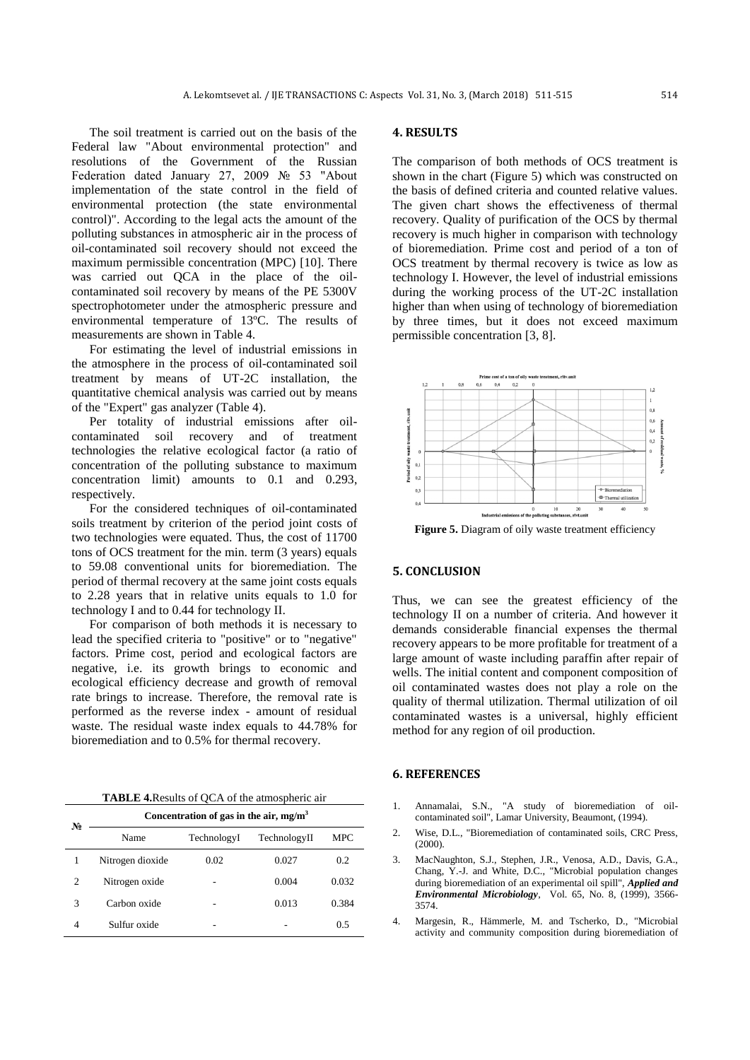The soil treatment is carried out on the basis of the Federal law "About environmental protection" and resolutions of the Government of the Russian Federation dated January 27, 2009 № 53 "About implementation of the state control in the field of environmental protection (the state environmental control)". According to the legal acts the amount of the polluting substances in atmospheric air in the process of oil-contaminated soil recovery should not exceed the maximum permissible concentration (MPC) [10]. There was carried out QCA in the place of the oil-contaminated soil recovery by means of the PE 5300V spectrophotometer under the atmospheric pressure and environmental temperature of 13ºC. The results of measurements are shown in Table 4.

For estimating the level of industrial emissions in the atmosphere in the process of oil-contaminated soil treatment by means of UT-2C installation, the quantitative chemical analysis was carried out by means of the "Expert" gas analyzer (Table 4).

Per totality of industrial emissions after oil-contaminated soil recovery and of treatment technologies the relative ecological factor (a ratio of concentration of the polluting substance to maximum concentration limit) amounts to 0.1 and 0.293, respectively.

For the considered techniques of oil-contaminated soils treatment by criterion of the period joint costs of two technologies were equated. Thus, the cost of 11700 tons of OCS treatment for the min. term (3 years) equals to 59.08 conventional units for bioremediation. The period of thermal recovery at the same joint costs equals to 2.28 years that in relative units equals to 1.0 for technology I and to 0.44 for technology II.

For comparison of both methods it is necessary to lead the specified criteria to "positive" or to "negative" factors. Prime cost, period and ecological factors are negative, i.e. its growth brings to economic and ecological efficiency decrease and growth of removal rate brings to increase. Therefore, the removal rate is performed as the reverse index - amount of residual waste. The residual waste index equals to 44.78% for bioremediation and to 0.5% for thermal recovery.

**TABLE 4.** Results of QCA of the atmospheric air

| № | Concentration of gas in the air, mg/m$^3$ | | | |
|---|---|---|---|---|
| | Name | TechnologyI | TechnologyII | MPC |
| 1 | Nitrogen dioxide | 0.02 | 0.027 | 0.2 |
| 2 | Nitrogen oxide | - | 0.004 | 0.032 |
| 3 | Carbon oxide | - | 0.013 | 0.384 |
| 4 | Sulfur oxide | - | - | 0.5 |

## 4. RESULTS

The comparison of both methods of OCS treatment is shown in the chart (Figure 5) which was constructed on the basis of defined criteria and counted relative values. The given chart shows the effectiveness of thermal recovery. Quality of purification of the OCS by thermal recovery is much higher in comparison with technology of bioremediation. Prime cost and period of a ton of OCS treatment by thermal recovery is twice as low as technology I. However, the level of industrial emissions during the working process of the UT-2C installation higher than when using of technology of bioremediation by three times, but it does not exceed maximum permissible concentration [3, 8].

**Figure 5.** Diagram of oily waste treatment efficiency

## 5. CONCLUSION

Thus, we can see the greatest efficiency of the technology II on a number of criteria. And however it demands considerable financial expenses the thermal recovery appears to be more profitable for treatment of a large amount of waste including paraffin after repair of wells. The initial content and component composition of oil contaminated wastes does not play a role on the quality of thermal utilization. Thermal utilization of oil contaminated wastes is a universal, highly efficient method for any region of oil production.

## 6. REFERENCES

1. Annamalai, S.N., "A study of bioremediation of oil-contaminated soil", Lamar University, Beaumont, (1994).
2. Wise, D.L., "Bioremediation of contaminated soils, CRC Press, (2000).
3. MacNaughton, S.J., Stephen, J.R., Venosa, A.D., Davis, G.A., Chang, Y.-J. and White, D.C., "Microbial population changes during bioremediation of an experimental oil spill", ***Applied and Environmental Microbiology***, Vol. 65, No. 8, (1999), 3566-3574.
4. Margesin, R., Hämmerle, M. and Tscherko, D., "Microbial activity and community composition during bioremediation of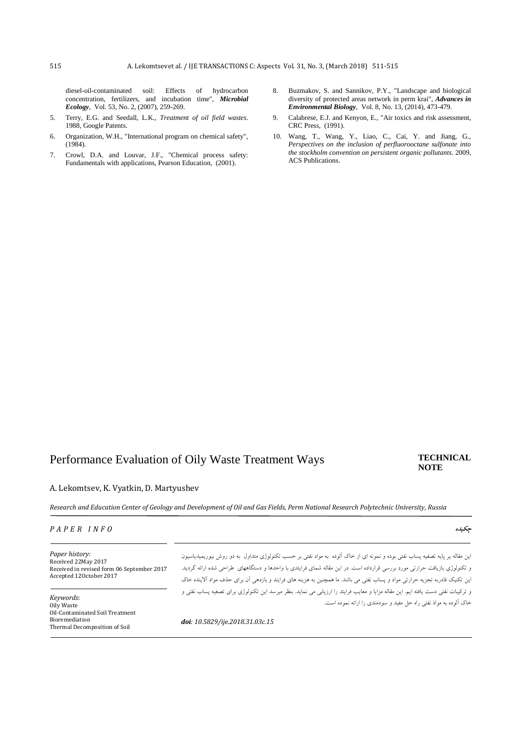diesel-oil-contaminated soil: Effects of hydrocarbon concentration, fertilizers, and incubation time", ***Microbial Ecology***, Vol. 53, No. 2, (2007), 259-269.

5. Terry, E.G. and Seedall, L.K., *Treatment of oil field wastes*. 1988, Google Patents.
6. Organization, W.H., "International program on chemical safety", (1984).
7. Crowl, D.A. and Louvar, J.F., "Chemical process safety: Fundamentals with applications, Pearson Education, (2001).
8. Buzmakov, S. and Sannikov, P.Y., "Landscape and biological diversity of protected areas network in perm krai", ***Advances in Environmental Biology***, Vol. 8, No. 13, (2014), 473-479.
9. Calabrese, E.J. and Kenyon, E., "Air toxics and risk assessment, CRC Press, (1991).
10. Wang, T., Wang, Y., Liao, C., Cai, Y. and Jiang, G., *Perspectives on the inclusion of perfluorooctane sulfonate into the stockholm convention on persistent organic pollutants*. 2009, ACS Publications.

# Performance Evaluation of Oily Waste Treatment Ways

**TECHNICAL NOTE**

A. Lekomtsev, K. Vyatkin, D. Martyushev

*Research and Education Center of Geology and Development of Oil and Gas Fields, Perm National Research Polytechnic University, Russia*

*P A P E R I N F O*

*Paper history:*
Received 22May 2017
Received in revised form 06 September 2017
Accepted 12October 2017

*Keywords*:
Oily Waste
Oil-Contaminated Soil Treatment
Bioremediation
Thermal Decomposition of Soil

**چکیده**

این مقاله بر پایه تصفیه پساب نفتی بوده و نمونه ای از خاک آلوده به مواد نفتی بر حسب تکنولوژی متداول به دو روش بیوریمیدیاسیون و تکنولوژی بازیافت حرارتی مورد بررسی قرارداده است. در این مقاله شمای فرایندی با واحدها و دستگاههای طراحی شده ارائه گردید. این تکنیک قادربه تجزیه حرارتی مواد و پساب نفتی می باشد. ما همچنین به هزینه های فرایند و بازدهی آن برای حذف مواد آلاینده خاک و ترکیبات نفتی دست یافته ایم. این مقاله مزایا و معایب فرایند را ارزیابی می نماید. بنظر میرسد این تکنولوژی برای تصفیه پساب نفتی و خاک آلوده به مواد نفتی راه حل مفید و سودمندی را ارائه نموده است.

***doi**: 10.5829/ije.2018.31.03c.15*